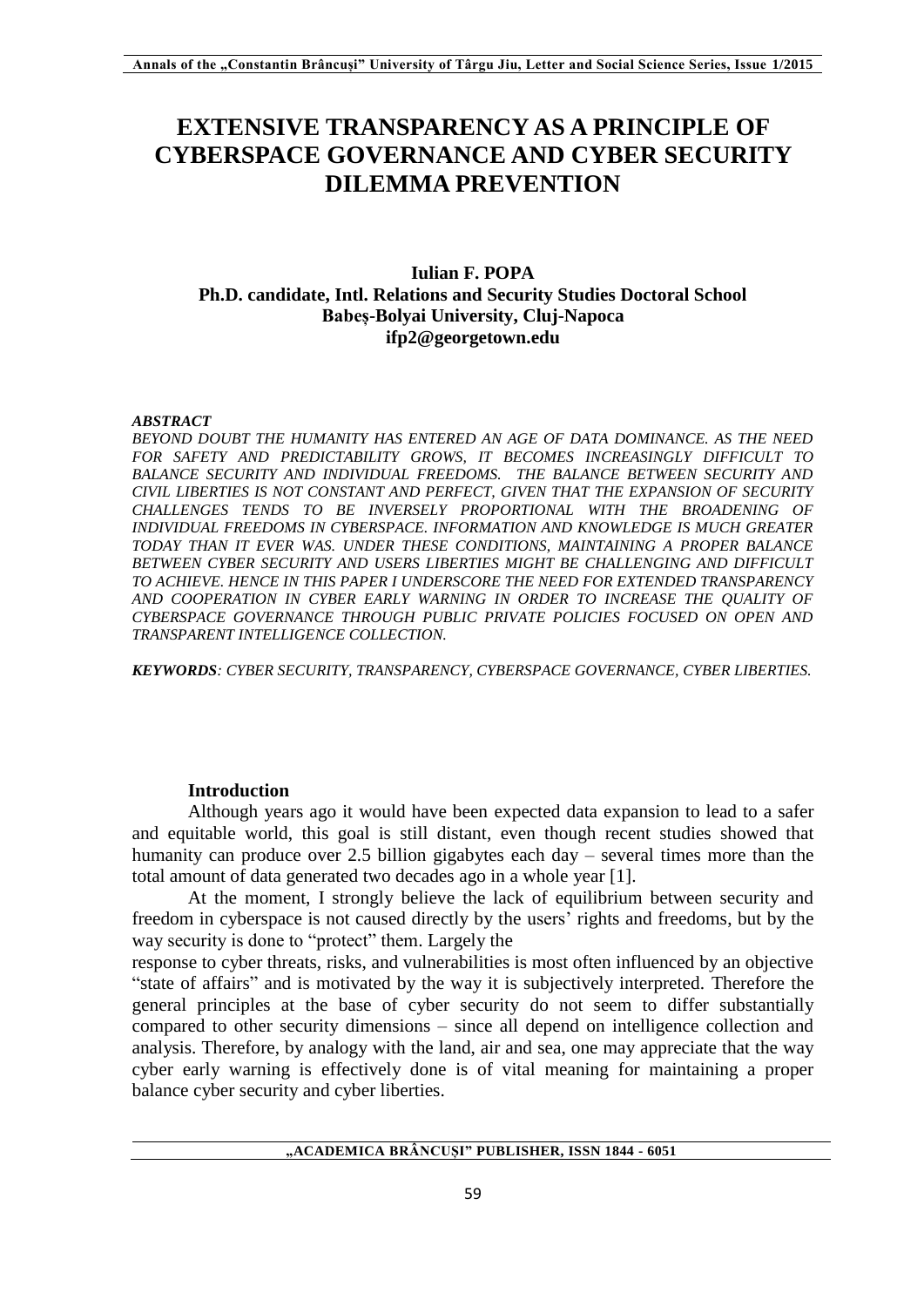# EXTENSIVE TRANSPARENCY AS A PRINCIPLE OF CYBERSPACE GOVERNANCE AND CYBER SECURITY DILEMMA PREVENTION

**Iulian F. POPA**
**Ph.D. candidate, Intl. Relations and Security Studies Doctoral School**
**Babeş-Bolyai University, Cluj-Napoca**
**ifp2@georgetown.edu**

***ABSTRACT***

*BEYOND DOUBT THE HUMANITY HAS ENTERED AN AGE OF DATA DOMINANCE. AS THE NEED FOR SAFETY AND PREDICTABILITY GROWS, IT BECOMES INCREASINGLY DIFFICULT TO BALANCE SECURITY AND INDIVIDUAL FREEDOMS. THE BALANCE BETWEEN SECURITY AND CIVIL LIBERTIES IS NOT CONSTANT AND PERFECT, GIVEN THAT THE EXPANSION OF SECURITY CHALLENGES TENDS TO BE INVERSELY PROPORTIONAL WITH THE BROADENING OF INDIVIDUAL FREEDOMS IN CYBERSPACE. INFORMATION AND KNOWLEDGE IS MUCH GREATER TODAY THAN IT EVER WAS. UNDER THESE CONDITIONS, MAINTAINING A PROPER BALANCE BETWEEN CYBER SECURITY AND USERS LIBERTIES MIGHT BE CHALLENGING AND DIFFICULT TO ACHIEVE. HENCE IN THIS PAPER I UNDERSCORE THE NEED FOR EXTENDED TRANSPARENCY AND COOPERATION IN CYBER EARLY WARNING IN ORDER TO INCREASE THE QUALITY OF CYBERSPACE GOVERNANCE THROUGH PUBLIC PRIVATE POLICIES FOCUSED ON OPEN AND TRANSPARENT INTELLIGENCE COLLECTION.*

***KEYWORDS****: CYBER SECURITY, TRANSPARENCY, CYBERSPACE GOVERNANCE, CYBER LIBERTIES.*

## Introduction

Although years ago it would have been expected data expansion to lead to a safer and equitable world, this goal is still distant, even though recent studies showed that humanity can produce over 2.5 billion gigabytes each day – several times more than the total amount of data generated two decades ago in a whole year [1].

At the moment, I strongly believe the lack of equilibrium between security and freedom in cyberspace is not caused directly by the users' rights and freedoms, but by the way security is done to "protect" them. Largely the response to cyber threats, risks, and vulnerabilities is most often influenced by an objective "state of affairs" and is motivated by the way it is subjectively interpreted. Therefore the general principles at the base of cyber security do not seem to differ substantially compared to other security dimensions – since all depend on intelligence collection and analysis. Therefore, by analogy with the land, air and sea, one may appreciate that the way cyber early warning is effectively done is of vital meaning for maintaining a proper balance cyber security and cyber liberties.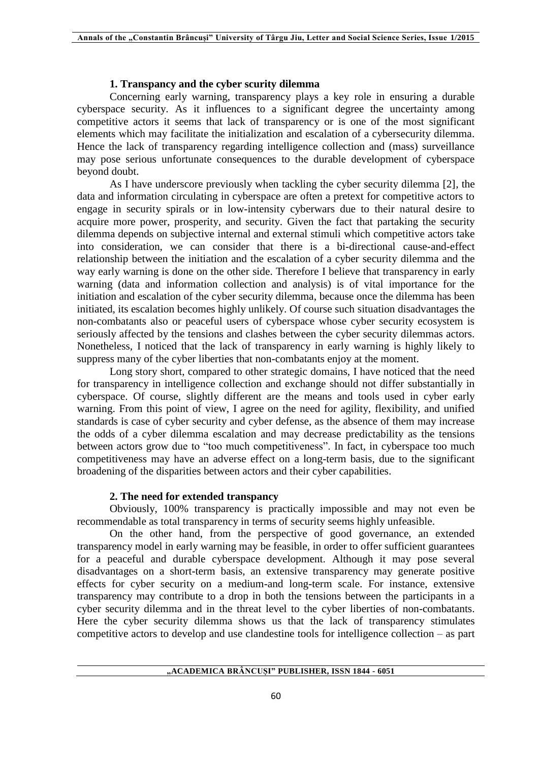## 1. Transpancy and the cyber scurity dilemma

Concerning early warning, transparency plays a key role in ensuring a durable cyberspace security. As it influences to a significant degree the uncertainty among competitive actors it seems that lack of transparency or is one of the most significant elements which may facilitate the initialization and escalation of a cybersecurity dilemma. Hence the lack of transparency regarding intelligence collection and (mass) surveillance may pose serious unfortunate consequences to the durable development of cyberspace beyond doubt.

As I have underscore previously when tackling the cyber security dilemma [2], the data and information circulating in cyberspace are often a pretext for competitive actors to engage in security spirals or in low-intensity cyberwars due to their natural desire to acquire more power, prosperity, and security. Given the fact that partaking the security dilemma depends on subjective internal and external stimuli which competitive actors take into consideration, we can consider that there is a bi-directional cause-and-effect relationship between the initiation and the escalation of a cyber security dilemma and the way early warning is done on the other side. Therefore I believe that transparency in early warning (data and information collection and analysis) is of vital importance for the initiation and escalation of the cyber security dilemma, because once the dilemma has been initiated, its escalation becomes highly unlikely. Of course such situation disadvantages the non-combatants also or peaceful users of cyberspace whose cyber security ecosystem is seriously affected by the tensions and clashes between the cyber security dilemmas actors. Nonetheless, I noticed that the lack of transparency in early warning is highly likely to suppress many of the cyber liberties that non-combatants enjoy at the moment.

Long story short, compared to other strategic domains, I have noticed that the need for transparency in intelligence collection and exchange should not differ substantially in cyberspace. Of course, slightly different are the means and tools used in cyber early warning. From this point of view, I agree on the need for agility, flexibility, and unified standards is case of cyber security and cyber defense, as the absence of them may increase the odds of a cyber dilemma escalation and may decrease predictability as the tensions between actors grow due to "too much competitiveness". In fact, in cyberspace too much competitiveness may have an adverse effect on a long-term basis, due to the significant broadening of the disparities between actors and their cyber capabilities.

## 2. The need for extended transpancy

Obviously, 100% transparency is practically impossible and may not even be recommendable as total transparency in terms of security seems highly unfeasible.

On the other hand, from the perspective of good governance, an extended transparency model in early warning may be feasible, in order to offer sufficient guarantees for a peaceful and durable cyberspace development. Although it may pose several disadvantages on a short-term basis, an extensive transparency may generate positive effects for cyber security on a medium-and long-term scale. For instance, extensive transparency may contribute to a drop in both the tensions between the participants in a cyber security dilemma and in the threat level to the cyber liberties of non-combatants. Here the cyber security dilemma shows us that the lack of transparency stimulates competitive actors to develop and use clandestine tools for intelligence collection – as part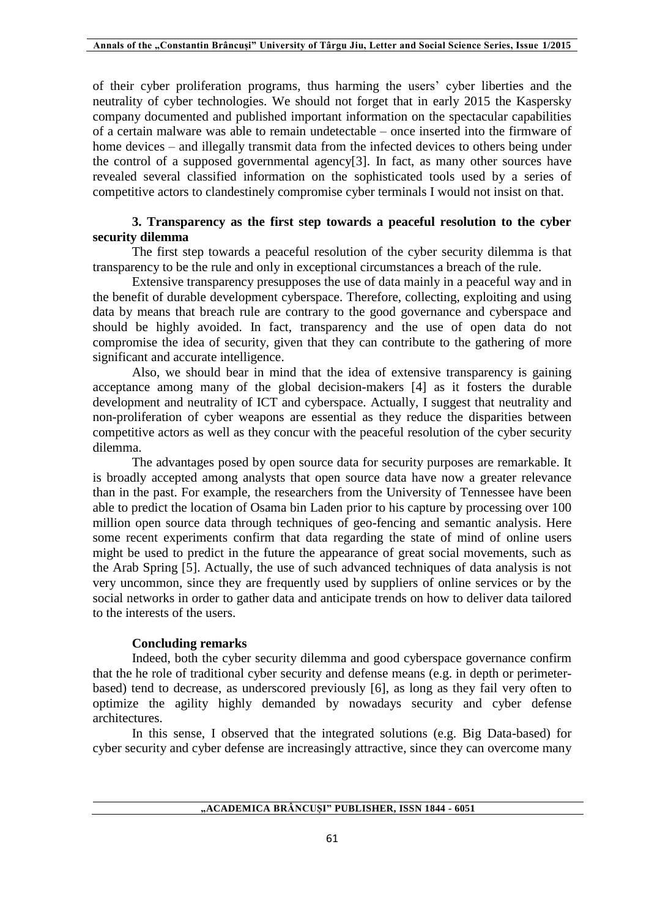of their cyber proliferation programs, thus harming the users' cyber liberties and the neutrality of cyber technologies. We should not forget that in early 2015 the Kaspersky company documented and published important information on the spectacular capabilities of a certain malware was able to remain undetectable – once inserted into the firmware of home devices – and illegally transmit data from the infected devices to others being under the control of a supposed governmental agency[3]. In fact, as many other sources have revealed several classified information on the sophisticated tools used by a series of competitive actors to clandestinely compromise cyber terminals I would not insist on that.

### 3. Transparency as the first step towards a peaceful resolution to the cyber security dilemma

The first step towards a peaceful resolution of the cyber security dilemma is that transparency to be the rule and only in exceptional circumstances a breach of the rule.

Extensive transparency presupposes the use of data mainly in a peaceful way and in the benefit of durable development cyberspace. Therefore, collecting, exploiting and using data by means that breach rule are contrary to the good governance and cyberspace and should be highly avoided. In fact, transparency and the use of open data do not compromise the idea of security, given that they can contribute to the gathering of more significant and accurate intelligence.

Also, we should bear in mind that the idea of extensive transparency is gaining acceptance among many of the global decision-makers [4] as it fosters the durable development and neutrality of ICT and cyberspace. Actually, I suggest that neutrality and non-proliferation of cyber weapons are essential as they reduce the disparities between competitive actors as well as they concur with the peaceful resolution of the cyber security dilemma.

The advantages posed by open source data for security purposes are remarkable. It is broadly accepted among analysts that open source data have now a greater relevance than in the past. For example, the researchers from the University of Tennessee have been able to predict the location of Osama bin Laden prior to his capture by processing over 100 million open source data through techniques of geo-fencing and semantic analysis. Here some recent experiments confirm that data regarding the state of mind of online users might be used to predict in the future the appearance of great social movements, such as the Arab Spring [5]. Actually, the use of such advanced techniques of data analysis is not very uncommon, since they are frequently used by suppliers of online services or by the social networks in order to gather data and anticipate trends on how to deliver data tailored to the interests of the users.

### Concluding remarks

Indeed, both the cyber security dilemma and good cyberspace governance confirm that the he role of traditional cyber security and defense means (e.g. in depth or perimeter-based) tend to decrease, as underscored previously [6], as long as they fail very often to optimize the agility highly demanded by nowadays security and cyber defense architectures.

In this sense, I observed that the integrated solutions (e.g. Big Data-based) for cyber security and cyber defense are increasingly attractive, since they can overcome many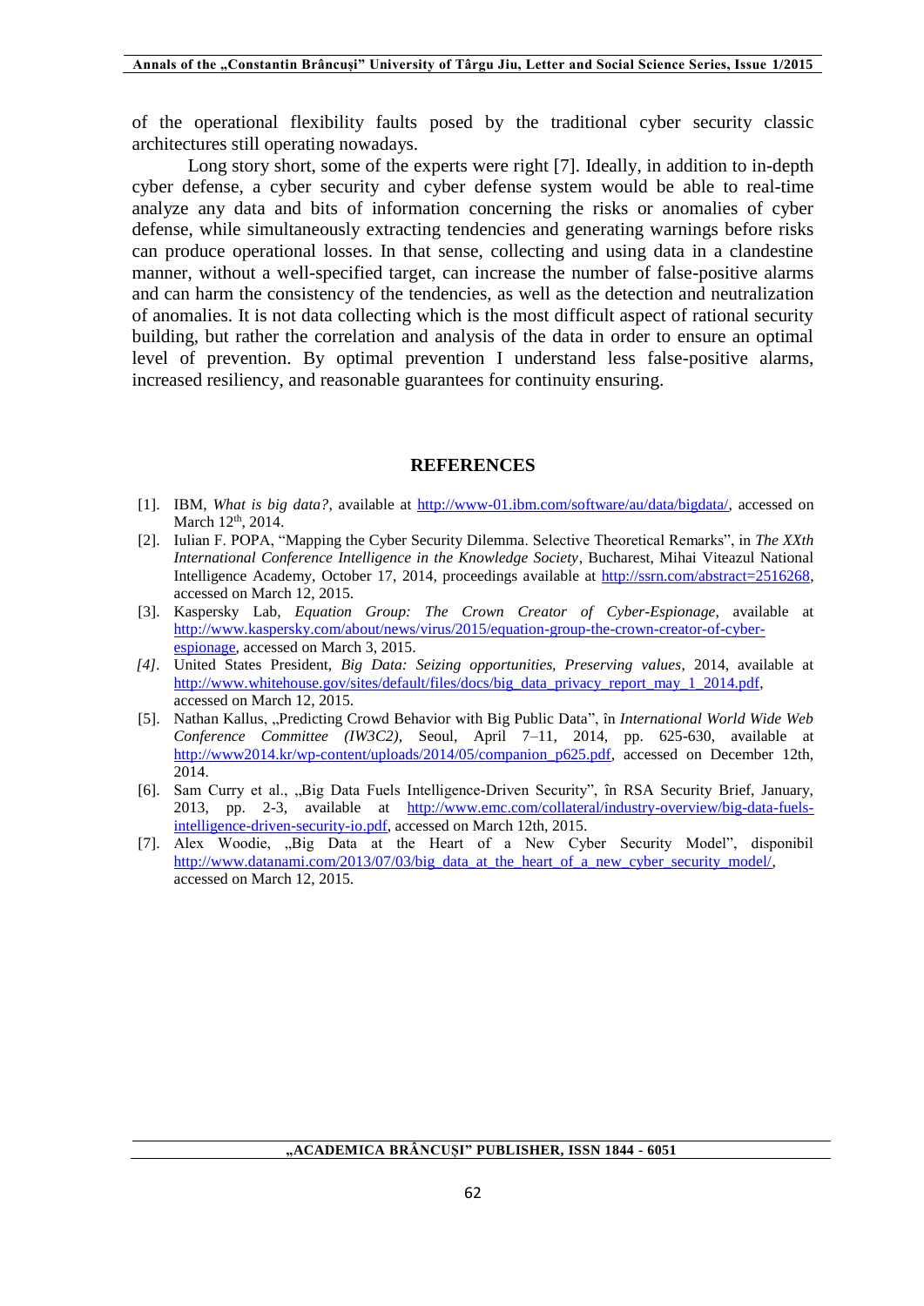of the operational flexibility faults posed by the traditional cyber security classic architectures still operating nowadays.

Long story short, some of the experts were right [7]. Ideally, in addition to in-depth cyber defense, a cyber security and cyber defense system would be able to real-time analyze any data and bits of information concerning the risks or anomalies of cyber defense, while simultaneously extracting tendencies and generating warnings before risks can produce operational losses. In that sense, collecting and using data in a clandestine manner, without a well-specified target, can increase the number of false-positive alarms and can harm the consistency of the tendencies, as well as the detection and neutralization of anomalies. It is not data collecting which is the most difficult aspect of rational security building, but rather the correlation and analysis of the data in order to ensure an optimal level of prevention. By optimal prevention I understand less false-positive alarms, increased resiliency, and reasonable guarantees for continuity ensuring.

## REFERENCES

[1]. IBM, *What is big data?*, available at http://www-01.ibm.com/software/au/data/bigdata/, accessed on March 12th, 2014.

[2]. Iulian F. POPA, "Mapping the Cyber Security Dilemma. Selective Theoretical Remarks", in *The XXth International Conference Intelligence in the Knowledge Society*, Bucharest, Mihai Viteazul National Intelligence Academy, October 17, 2014, proceedings available at http://ssrn.com/abstract=2516268, accessed on March 12, 2015.

[3]. Kaspersky Lab, *Equation Group: The Crown Creator of Cyber-Espionage*, available at http://www.kaspersky.com/about/news/virus/2015/equation-group-the-crown-creator-of-cyber-espionage, accessed on March 3, 2015.

*[4]*. United States President, *Big Data: Seizing opportunities, Preserving values*, 2014, available at http://www.whitehouse.gov/sites/default/files/docs/big_data_privacy_report_may_1_2014.pdf, accessed on March 12, 2015.

[5]. Nathan Kallus, „Predicting Crowd Behavior with Big Public Data", în *International World Wide Web Conference Committee (IW3C2)*, Seoul, April 7–11, 2014, pp. 625-630, available at http://www2014.kr/wp-content/uploads/2014/05/companion_p625.pdf, accessed on December 12th, 2014.

[6]. Sam Curry et al., „Big Data Fuels Intelligence-Driven Security", în RSA Security Brief, January, 2013, pp. 2-3, available at http://www.emc.com/collateral/industry-overview/big-data-fuels-intelligence-driven-security-io.pdf, accessed on March 12th, 2015.

[7]. Alex Woodie, „Big Data at the Heart of a New Cyber Security Model", disponibil http://www.datanami.com/2013/07/03/big_data_at_the_heart_of_a_new_cyber_security_model/, accessed on March 12, 2015.